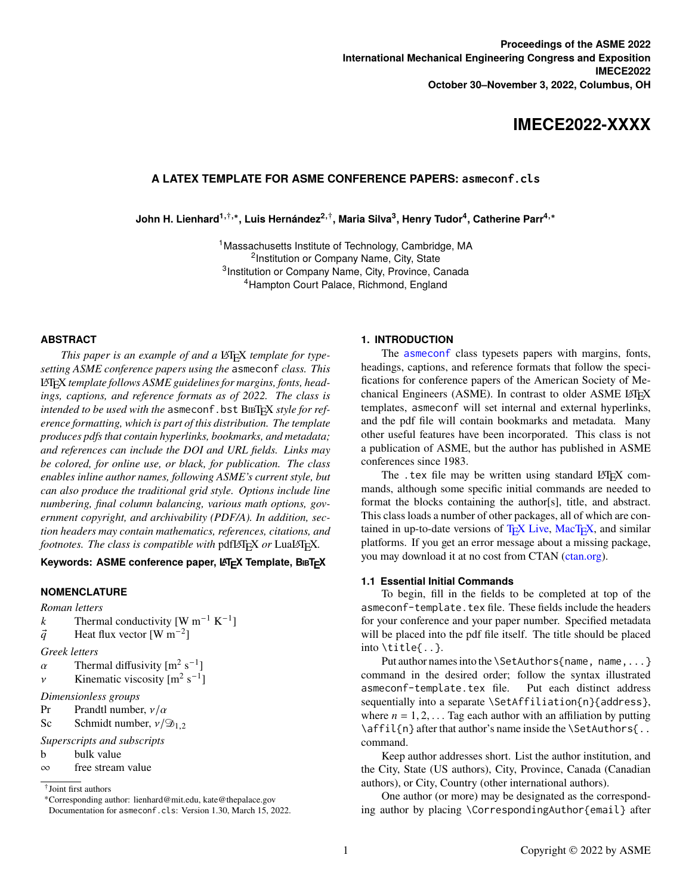**Proceedings of the ASME 2022**
**International Mechanical Engineering Congress and Exposition**
**IMECE2022**
**October 30–November 3, 2022, Columbus, OH**

# IMECE2022-XXXX

## A LATEX TEMPLATE FOR ASME CONFERENCE PAPERS: `asmeconf.cls`

**John H. Lienhard[1,†,*], Luis Hernández[2,†], Maria Silva[3], Henry Tudor[4], Catherine Parr[4,*]**

[1]Massachusetts Institute of Technology, Cambridge, MA
[2]Institution or Company Name, City, State
[3]Institution or Company Name, City, Province, Canada
[4]Hampton Court Palace, Richmond, England

### ABSTRACT

*This paper is an example of and a LaTeX template for typesetting ASME conference papers using the* `asmeconf` *class. This LaTeX template follows ASME guidelines for margins, fonts, headings, captions, and reference formats as of 2022. The class is intended to be used with the* `asmeconf.bst` *BibTeX style for reference formatting, which is part of this distribution. The template produces pdfs that contain hyperlinks, bookmarks, and metadata; and references can include the DOI and URL fields. Links may be colored, for online use, or black, for publication. The class enables inline author names, following ASME's current style, but can also produce the traditional grid style. Options include line numbering, final column balancing, various math options, government copyright, and archivability (PDF/A). In addition, section headers may contain mathematics, references, citations, and footnotes. The class is compatible with* pdfLaTeX *or* LuaLaTeX.

**Keywords: ASME conference paper, LaTeX Template, BibTeX**

### NOMENCLATURE

*Roman letters*
$k$ Thermal conductivity [W m$^{-1}$ K$^{-1}$]
$\vec{q}$ Heat flux vector [W m$^{-2}$]

*Greek letters*
$\alpha$ Thermal diffusivity [m$^2$ s$^{-1}$]
$\nu$ Kinematic viscosity [m$^2$ s$^{-1}$]

*Dimensionless groups*
Pr Prandtl number, $\nu/\alpha$
Sc Schmidt number, $\nu/\mathscr{D}_{1,2}$

*Superscripts and subscripts*
b bulk value
$\infty$ free stream value

† Joint first authors
\* Corresponding author: lienhard@mit.edu, kate@thepalace.gov
Documentation for `asmeconf.cls`: Version 1.30, March 15, 2022.

### 1. INTRODUCTION

The `asmeconf` class typesets papers with margins, fonts, headings, captions, and reference formats that follow the specifications for conference papers of the American Society of Mechanical Engineers (ASME). In contrast to older ASME LaTeX templates, `asmeconf` will set internal and external hyperlinks, and the pdf file will contain bookmarks and metadata. Many other useful features have been incorporated. This class is not a publication of ASME, but the author has published in ASME conferences since 1983.

The `.tex` file may be written using standard LaTeX commands, although some specific initial commands are needed to format the blocks containing the author[s], title, and abstract. This class loads a number of other packages, all of which are contained in up-to-date versions of TeX Live, MacTeX, and similar platforms. If you get an error message about a missing package, you may download it at no cost from CTAN (ctan.org).

#### 1.1 Essential Initial Commands

To begin, fill in the fields to be completed at top of the `asmeconf-template.tex` file. These fields include the headers for your conference and your paper number. Specified metadata will be placed into the pdf file itself. The title should be placed into `\title{..}`.

Put author names into the `\SetAuthors{name, name,...}` command in the desired order; follow the syntax illustrated `asmeconf-template.tex` file. Put each distinct address sequentially into a separate `\SetAffiliation{n}{address}`, where $n = 1, 2, \ldots$ Tag each author with an affiliation by putting `\affil{n}` after that author's name inside the `\SetAuthors{..` command.

Keep author addresses short. List the author institution, and the City, State (US authors), City, Province, Canada (Canadian authors), or City, Country (other international authors).

One author (or more) may be designated as the corresponding author by placing `\CorrespondingAuthor{email}` after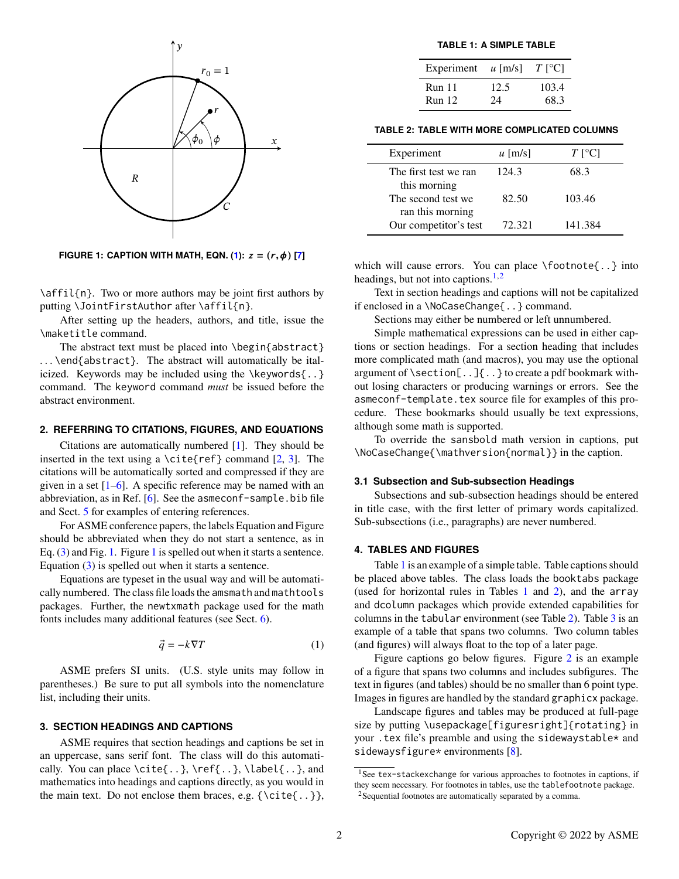FIGURE 1: CAPTION WITH MATH, EQN. (1): $z = (r, \phi)$ [7]

\affil{n}. Two or more authors may be joint first authors by putting \JointFirstAuthor after \affil{n}.

After setting up the headers, authors, and title, issue the \maketitle command.

The abstract text must be placed into \begin{abstract} ... \end{abstract}. The abstract will automatically be italicized. Keywords may be included using the \keywords{..} command. The keyword command *must* be issued before the abstract environment.

## 2. REFERRING TO CITATIONS, FIGURES, AND EQUATIONS

Citations are automatically numbered [1]. They should be inserted in the text using a \cite{ref} command [2, 3]. The citations will be automatically sorted and compressed if they are given in a set [1–6]. A specific reference may be named with an abbreviation, as in Ref. [6]. See the asmeconf-sample.bib file and Sect. 5 for examples of entering references.

For ASME conference papers, the labels Equation and Figure should be abbreviated when they do not start a sentence, as in Eq. (3) and Fig. 1. Figure 1 is spelled out when it starts a sentence. Equation (3) is spelled out when it starts a sentence.

Equations are typeset in the usual way and will be automatically numbered. The class file loads the amsmath and mathtools packages. Further, the newtxmath package used for the math fonts includes many additional features (see Sect. 6).

$$\vec{q} = -k\nabla T \tag{1}$$

ASME prefers SI units. (U.S. style units may follow in parentheses.) Be sure to put all symbols into the nomenclature list, including their units.

## 3. SECTION HEADINGS AND CAPTIONS

ASME requires that section headings and captions be set in an uppercase, sans serif font. The class will do this automatically. You can place \cite{..}, \ref{..}, \label{..}, and mathematics into headings and captions directly, as you would in the main text. Do not enclose them braces, e.g. {\cite{..}}, which will cause errors. You can place \footnote{..} into headings, but not into captions.[1,2]

Text in section headings and captions will not be capitalized if enclosed in a \NoCaseChange{..} command.

Sections may either be numbered or left unnumbered.

Simple mathematical expressions can be used in either captions or section headings. For a section heading that includes more complicated math (and macros), you may use the optional argument of \section[..]{..} to create a pdf bookmark without losing characters or producing warnings or errors. See the asmeconf-template.tex source file for examples of this procedure. These bookmarks should usually be text expressions, although some math is supported.

To override the sansbold math version in captions, put \NoCaseChange{\mathversion{normal}} in the caption.

### 3.1 Subsection and Sub-subsection Headings

Subsections and sub-subsection headings should be entered in title case, with the first letter of primary words capitalized. Sub-subsections (i.e., paragraphs) are never numbered.

## 4. TABLES AND FIGURES

TABLE 1: A SIMPLE TABLE

| Experiment | $u$ [m/s] | $T$ [°C] |
|---|---|---|
| Run 11 | 12.5 | 103.4 |
| Run 12 | 24 | 68.3 |

TABLE 2: TABLE WITH MORE COMPLICATED COLUMNS

| Experiment | $u$ [m/s] | $T$ [°C] |
|---|---|---|
| The first test we ran this morning | 124.3 | 68.3 |
| The second test we ran this morning | 82.50 | 103.46 |
| Our competitor's test | 72.321 | 141.384 |

Table 1 is an example of a simple table. Table captions should be placed above tables. The class loads the booktabs package (used for horizontal rules in Tables 1 and 2), and the array and dcolumn packages which provide extended capabilities for columns in the tabular environment (see Table 2). Table 3 is an example of a table that spans two columns. Two column tables (and figures) will always float to the top of a later page.

Figure captions go below figures. Figure 2 is an example of a figure that spans two columns and includes subfigures. The text in figures (and tables) should be no smaller than 6 point type. Images in figures are handled by the standard graphicx package.

Landscape figures and tables may be produced at full-page size by putting \usepackage[figuresright]{rotating} in your .tex file's preamble and using the sidewaystable* and sidewaysfigure* environments [8].

[1] See tex-stackexchange for various approaches to footnotes in captions, if they seem necessary. For footnotes in tables, use the tablefootnote package.

[2] Sequential footnotes are automatically separated by a comma.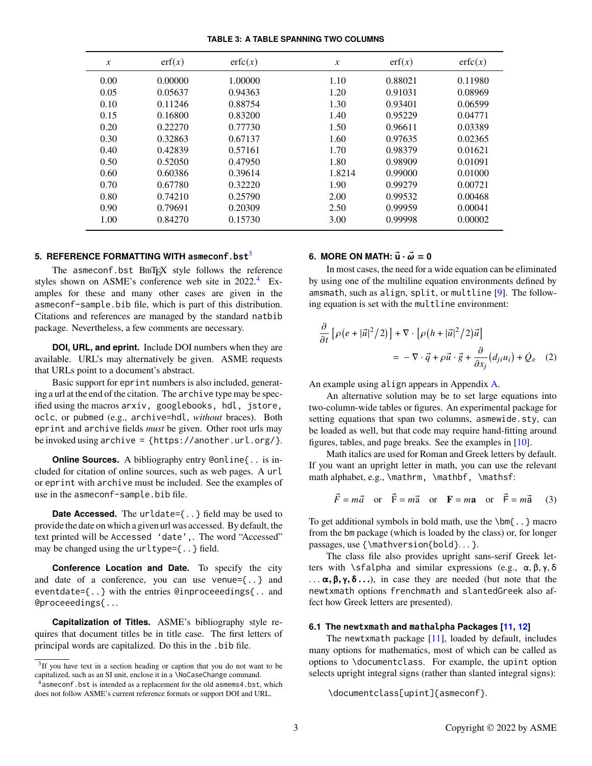**TABLE 3: A TABLE SPANNING TWO COLUMNS**

| $x$ | erf($x$) | erfc($x$) | $x$ | erf($x$) | erfc($x$) |
|---|---|---|---|---|---|
| 0.00 | 0.00000 | 1.00000 | 1.10 | 0.88021 | 0.11980 |
| 0.05 | 0.05637 | 0.94363 | 1.20 | 0.91031 | 0.08969 |
| 0.10 | 0.11246 | 0.88754 | 1.30 | 0.93401 | 0.06599 |
| 0.15 | 0.16800 | 0.83200 | 1.40 | 0.95229 | 0.04771 |
| 0.20 | 0.22270 | 0.77730 | 1.50 | 0.96611 | 0.03389 |
| 0.30 | 0.32863 | 0.67137 | 1.60 | 0.97635 | 0.02365 |
| 0.40 | 0.42839 | 0.57161 | 1.70 | 0.98379 | 0.01621 |
| 0.50 | 0.52050 | 0.47950 | 1.80 | 0.98909 | 0.01091 |
| 0.60 | 0.60386 | 0.39614 | 1.8214 | 0.99000 | 0.01000 |
| 0.70 | 0.67780 | 0.32220 | 1.90 | 0.99279 | 0.00721 |
| 0.80 | 0.74210 | 0.25790 | 2.00 | 0.99532 | 0.00468 |
| 0.90 | 0.79691 | 0.20309 | 2.50 | 0.99959 | 0.00041 |
| 1.00 | 0.84270 | 0.15730 | 3.00 | 0.99998 | 0.00002 |

## 5. REFERENCE FORMATTING WITH asmeconf.bst[3]

The `asmeconf.bst` BibTeX style follows the reference styles shown on ASME's conference web site in 2022.[4] Examples for these and many other cases are given in the `asmeconf-sample.bib` file, which is part of this distribution. Citations and references are managed by the standard `natbib` package. Nevertheless, a few comments are necessary.

**DOI, URL, and eprint.** Include DOI numbers when they are available. URL's may alternatively be given. ASME requests that URLs point to a document's abstract.

Basic support for `eprint` numbers is also included, generating a url at the end of the citation. The `archive` type may be specified using the macros `arxiv, googlebooks, hdl, jstore, oclc`, or `pubmed` (e.g., `archive=hdl`, *without* braces). Both `eprint` and `archive` fields *must* be given. Other root urls may be invoked using `archive = {https://another.url.org/}`.

**Online Sources.** A bibliography entry `@online{..` is included for citation of online sources, such as web pages. A `url` or `eprint` with `archive` must be included. See the examples of use in the `asmeconf-sample.bib` file.

**Date Accessed.** The `urldate={..}` field may be used to provide the date on which a given url was accessed. By default, the text printed will be `Accessed 'date',`. The word "Accessed" may be changed using the `urltype={..}` field.

**Conference Location and Date.** To specify the city and date of a conference, you can use `venue={..}` and `eventdate={..}` with the entries `@inproceeedings{..` and `@proceeedings{...`

**Capitalization of Titles.** ASME's bibliography style requires that document titles be in title case. The first letters of principal words are capitalized. Do this in the `.bib` file.

## 6. MORE ON MATH: $\vec{\mathbf{u}} \cdot \vec{\boldsymbol{\omega}} = 0$

In most cases, the need for a wide equation can be eliminated by using one of the multiline equation environments defined by `amsmath`, such as `align`, `split`, or `multline` [9]. The following equation is set with the `multline` environment:

$$\frac{\partial}{\partial t}\left[\rho\left(e+|\vec{u}|^2/2\right)\right]+\nabla\cdot\left[\rho\left(h+|\vec{u}|^2/2\right)\vec{u}\right] \\ = -\nabla\cdot\vec{q}+\rho\vec{u}\cdot\vec{g}+\frac{\partial}{\partial x_j}\left(d_{ji}u_i\right)+\dot{Q}_v \quad (2)$$

An example using `align` appears in Appendix A.

An alternative solution may be to set large equations into two-column-wide tables or figures. An experimental package for setting equations that span two columns, `asmewide.sty`, can be loaded as well, but that code may require hand-fitting around figures, tables, and page breaks. See the examples in [10].

Math italics are used for Roman and Greek letters by default. If you want an upright letter in math, you can use the relevant math alphabet, e.g., `\mathrm, \mathbf, \mathsf`:

$$\vec{F}=m\vec{a} \quad\text{or}\quad \vec{\mathrm{F}}=m\vec{\mathrm{a}} \quad\text{or}\quad \mathbf{F}=m\mathbf{a} \quad\text{or}\quad \vec{\mathsf{F}}=m\vec{\mathsf{a}} \quad (3)$$

To get additional symbols in bold math, use the `\bm{..}` macro from the `bm` package (which is loaded by the class) or, for longer passages, use `{\mathversion{bold}...}`.

The class file also provides upright sans-serif Greek letters with `\sfalpha` and similar expressions (e.g., α, β, γ, δ ... **α, β, γ, δ ...**), in case they are needed (but note that the `newtxmath` options `frenchmath` and `slantedGreek` also affect how Greek letters are presented).

### 6.1 The newtxmath and mathalpha Packages [11, 12]

The `newtxmath` package [11], loaded by default, includes many options for mathematics, most of which can be called as options to `\documentclass`. For example, the `upint` option selects upright integral signs (rather than slanted integral signs):

```
\documentclass[upint]{asmeconf}.
```

---

[3] If you have text in a section heading or caption that you do not want to be capitalized, such as an SI unit, enclose it in a `\NoCaseChange` command.

[4] `asmeconf.bst` is intended as a replacement for the old `asmems4.bst`, which does not follow ASME's current reference formats or support DOI and URL.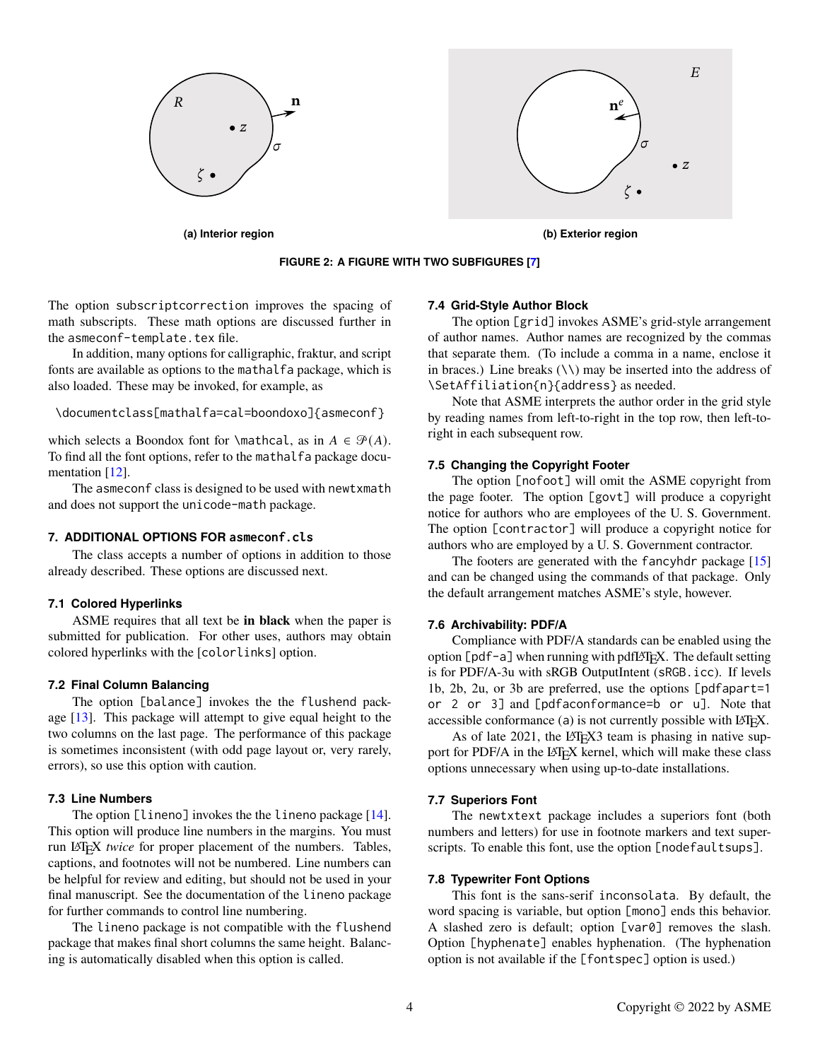(a) Interior region

(b) Exterior region

**FIGURE 2: A FIGURE WITH TWO SUBFIGURES [7]**

The option subscriptcorrection improves the spacing of math subscripts. These math options are discussed further in the asmeconf-template.tex file.

In addition, many options for calligraphic, fraktur, and script fonts are available as options to the mathalfa package, which is also loaded. These may be invoked, for example, as

```
\documentclass[mathalfa=cal=boondoxo]{asmeconf}
```

which selects a Boondox font for \mathcal, as in $A \in \mathcal{P}(A)$. To find all the font options, refer to the mathalfa package documentation [12].

The asmeconf class is designed to be used with newtxmath and does not support the unicode-math package.

## 7. ADDITIONAL OPTIONS FOR asmeconf.cls

The class accepts a number of options in addition to those already described. These options are discussed next.

### 7.1 Colored Hyperlinks

ASME requires that all text be **in black** when the paper is submitted for publication. For other uses, authors may obtain colored hyperlinks with the [colorlinks] option.

### 7.2 Final Column Balancing

The option [balance] invokes the the flushend package [13]. This package will attempt to give equal height to the two columns on the last page. The performance of this package is sometimes inconsistent (with odd page layout or, very rarely, errors), so use this option with caution.

### 7.3 Line Numbers

The option [lineno] invokes the the lineno package [14]. This option will produce line numbers in the margins. You must run LaTeX *twice* for proper placement of the numbers. Tables, captions, and footnotes will not be numbered. Line numbers can be helpful for review and editing, but should not be used in your final manuscript. See the documentation of the lineno package for further commands to control line numbering.

The lineno package is not compatible with the flushend package that makes final short columns the same height. Balancing is automatically disabled when this option is called.

### 7.4 Grid-Style Author Block

The option [grid] invokes ASME's grid-style arrangement of author names. Author names are recognized by the commas that separate them. (To include a comma in a name, enclose it in braces.) Line breaks (\\) may be inserted into the address of \SetAffiliation{n}{address} as needed.

Note that ASME interprets the author order in the grid style by reading names from left-to-right in the top row, then left-to-right in each subsequent row.

### 7.5 Changing the Copyright Footer

The option [nofoot] will omit the ASME copyright from the page footer. The option [govt] will produce a copyright notice for authors who are employees of the U. S. Government. The option [contractor] will produce a copyright notice for authors who are employed by a U. S. Government contractor.

The footers are generated with the fancyhdr package [15] and can be changed using the commands of that package. Only the default arrangement matches ASME's style, however.

### 7.6 Archivability: PDF/A

Compliance with PDF/A standards can be enabled using the option [pdf-a] when running with pdfLaTeX. The default setting is for PDF/A-3u with sRGB OutputIntent (sRGB.icc). If levels 1b, 2b, 2u, or 3b are preferred, use the options [pdfapart=1 or 2 or 3] and [pdfaconformance=b or u]. Note that accessible conformance (a) is not currently possible with LaTeX.

As of late 2021, the LaTeX3 team is phasing in native support for PDF/A in the LaTeX kernel, which will make these class options unnecessary when using up-to-date installations.

### 7.7 Superiors Font

The newtxtext package includes a superiors font (both numbers and letters) for use in footnote markers and text superscripts. To enable this font, use the option [nodefaultsups].

### 7.8 Typewriter Font Options

This font is the sans-serif inconsolata. By default, the word spacing is variable, but option [mono] ends this behavior. A slashed zero is default; option [var0] removes the slash. Option [hyphenate] enables hyphenation. (The hyphenation option is not available if the [fontspec] option is used.)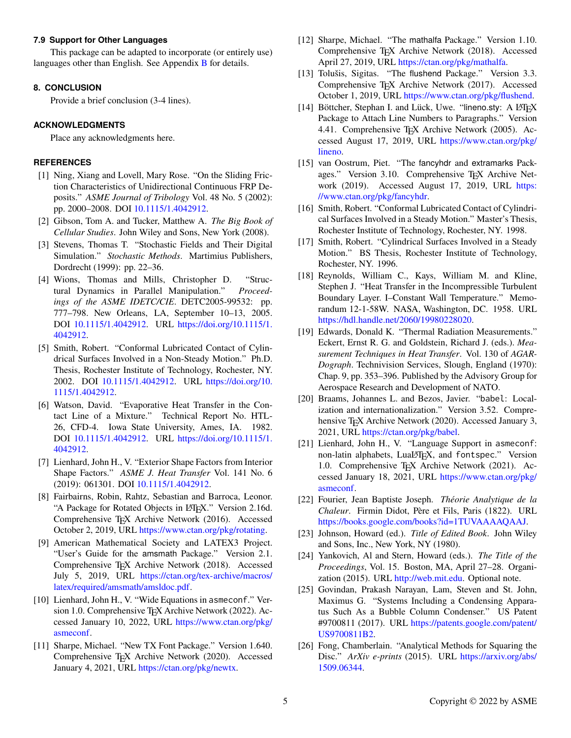### 7.9 Support for Other Languages

This package can be adapted to incorporate (or entirely use) languages other than English. See Appendix B for details.

## 8. CONCLUSION

Provide a brief conclusion (3-4 lines).

## ACKNOWLEDGMENTS

Place any acknowledgments here.

## REFERENCES

[1] Ning, Xiang and Lovell, Mary Rose. "On the Sliding Friction Characteristics of Unidirectional Continuous FRP Deposits." *ASME Journal of Tribology* Vol. 48 No. 5 (2002): pp. 2000–2008. DOI 10.1115/1.4042912.

[2] Gibson, Tom A. and Tucker, Matthew A. *The Big Book of Cellular Studies*. John Wiley and Sons, New York (2008).

[3] Stevens, Thomas T. "Stochastic Fields and Their Digital Simulation." *Stochastic Methods*. Martimius Publishers, Dordrecht (1999): pp. 22–36.

[4] Wions, Thomas and Mills, Christopher D. "Structural Dynamics in Parallel Manipulation." *Proceedings of the ASME IDETC/CIE*. DETC2005-99532: pp. 777–798. New Orleans, LA, September 10–13, 2005. DOI 10.1115/1.4042912. URL https://doi.org/10.1115/1.4042912.

[5] Smith, Robert. "Conformal Lubricated Contact of Cylindrical Surfaces Involved in a Non-Steady Motion." Ph.D. Thesis, Rochester Institute of Technology, Rochester, NY. 2002. DOI 10.1115/1.4042912. URL https://doi.org/10.1115/1.4042912.

[6] Watson, David. "Evaporative Heat Transfer in the Contact Line of a Mixture." Technical Report No. HTL-26, CFD-4. Iowa State University, Ames, IA. 1982. DOI 10.1115/1.4042912. URL https://doi.org/10.1115/1.4042912.

[7] Lienhard, John H., V. "Exterior Shape Factors from Interior Shape Factors." *ASME J. Heat Transfer* Vol. 141 No. 6 (2019): 061301. DOI 10.1115/1.4042912.

[8] Fairbairns, Robin, Rahtz, Sebastian and Barroca, Leonor. "A Package for Rotated Objects in LaTeX." Version 2.16d. Comprehensive TeX Archive Network (2016). Accessed October 2, 2019, URL https://www.ctan.org/pkg/rotating.

[9] American Mathematical Society and LATEX3 Project. "User's Guide for the amsmath Package." Version 2.1. Comprehensive TeX Archive Network (2018). Accessed July 5, 2019, URL https://ctan.org/tex-archive/macros/latex/required/amsmath/amsldoc.pdf.

[10] Lienhard, John H., V. "Wide Equations in asmeconf." Version 1.0. Comprehensive TeX Archive Network (2022). Accessed January 10, 2022, URL https://www.ctan.org/pkg/asmeconf.

[11] Sharpe, Michael. "New TX Font Package." Version 1.640. Comprehensive TeX Archive Network (2020). Accessed January 4, 2021, URL https://ctan.org/pkg/newtx.

[12] Sharpe, Michael. "The mathalfa Package." Version 1.10. Comprehensive TeX Archive Network (2018). Accessed April 27, 2019, URL https://ctan.org/pkg/mathalfa.

[13] Tolušis, Sigitas. "The flushend Package." Version 3.3. Comprehensive TeX Archive Network (2017). Accessed October 1, 2019, URL https://www.ctan.org/pkg/flushend.

[14] Böttcher, Stephan I. and Lück, Uwe. "lineno.sty: A LaTeX Package to Attach Line Numbers to Paragraphs." Version 4.41. Comprehensive TeX Archive Network (2005). Accessed August 17, 2019, URL https://www.ctan.org/pkg/lineno.

[15] van Oostrum, Piet. "The fancyhdr and extramarks Packages." Version 3.10. Comprehensive TeX Archive Network (2019). Accessed August 17, 2019, URL https://www.ctan.org/pkg/fancyhdr.

[16] Smith, Robert. "Conformal Lubricated Contact of Cylindrical Surfaces Involved in a Steady Motion." Master's Thesis, Rochester Institute of Technology, Rochester, NY. 1998.

[17] Smith, Robert. "Cylindrical Surfaces Involved in a Steady Motion." BS Thesis, Rochester Institute of Technology, Rochester, NY. 1996.

[18] Reynolds, William C., Kays, William M. and Kline, Stephen J. "Heat Transfer in the Incompressible Turbulent Boundary Layer. I–Constant Wall Temperature." Memorandum 12-1-58W. NASA, Washington, DC. 1958. URL https://hdl.handle.net/2060/19980228020.

[19] Edwards, Donald K. "Thermal Radiation Measurements." Eckert, Ernst R. G. and Goldstein, Richard J. (eds.). *Measurement Techniques in Heat Transfer*. Vol. 130 of *AGARDograph*. Technivision Services, Slough, England (1970): Chap. 9, pp. 353–396. Published by the Advisory Group for Aerospace Research and Development of NATO.

[20] Braams, Johannes L. and Bezos, Javier. "babel: Localization and internationalization." Version 3.52. Comprehensive TeX Archive Network (2020). Accessed January 3, 2021, URL https://ctan.org/pkg/babel.

[21] Lienhard, John H., V. "Language Support in asmeconf: non-latin alphabets, LuaLaTeX, and fontspec." Version 1.0. Comprehensive TeX Archive Network (2021). Accessed January 18, 2021, URL https://www.ctan.org/pkg/asmeconf.

[22] Fourier, Jean Baptiste Joseph. *Théorie Analytique de la Chaleur*. Firmin Didot, Père et Fils, Paris (1822). URL https://books.google.com/books?id=1TUVAAAAQAAJ.

[23] Johnson, Howard (ed.). *Title of Edited Book*. John Wiley and Sons, Inc., New York, NY (1980).

[24] Yankovich, Al and Stern, Howard (eds.). *The Title of the Proceedings*, Vol. 15. Boston, MA, April 27–28. Organization (2015). URL http://web.mit.edu. Optional note.

[25] Govindan, Prakash Narayan, Lam, Steven and St. John, Maximus G. "Systems Including a Condensing Apparatus Such As a Bubble Column Condenser." US Patent #9700811 (2017). URL https://patents.google.com/patent/US9700811B2.

[26] Fong, Chamberlain. "Analytical Methods for Squaring the Disc." *ArXiv e-prints* (2015). URL https://arxiv.org/abs/1509.06344.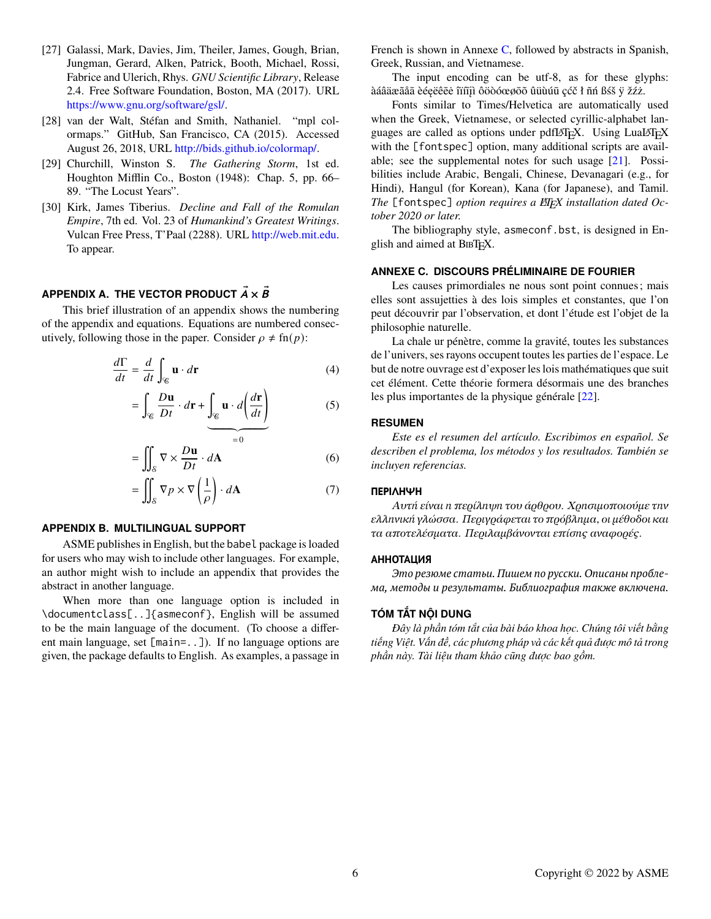[27] Galassi, Mark, Davies, Jim, Theiler, James, Gough, Brian, Jungman, Gerard, Alken, Patrick, Booth, Michael, Rossi, Fabrice and Ulerich, Rhys. *GNU Scientific Library*, Release 2.4. Free Software Foundation, Boston, MA (2017). URL https://www.gnu.org/software/gsl/.

[28] van der Walt, Stéfan and Smith, Nathaniel. "mpl colormaps." GitHub, San Francisco, CA (2015). Accessed August 26, 2018, URL http://bids.github.io/colormap/.

[29] Churchill, Winston S. *The Gathering Storm*, 1st ed. Houghton Mifflin Co., Boston (1948): Chap. 5, pp. 66–89. "The Locust Years".

[30] Kirk, James Tiberius. *Decline and Fall of the Romulan Empire*, 7th ed. Vol. 23 of *Humankind's Greatest Writings*. Vulcan Free Press, T'Paal (2288). URL http://web.mit.edu. To appear.

## APPENDIX A. THE VECTOR PRODUCT $\vec{A} \times \vec{B}$

This brief illustration of an appendix shows the numbering of the appendix and equations. Equations are numbered consecutively, following those in the paper. Consider $\rho \neq \text{fn}(p)$:

$$\frac{d\Gamma}{dt} = \frac{d}{dt}\int_{\mathscr{C}} \mathbf{u}\cdot d\mathbf{r} \tag{4}$$

$$= \int_{\mathscr{C}} \frac{D\mathbf{u}}{Dt}\cdot d\mathbf{r} + \underbrace{\int_{\mathscr{C}} \mathbf{u}\cdot d\left(\frac{d\mathbf{r}}{dt}\right)}_{=0} \tag{5}$$

$$= \iint_{\mathscr{S}} \nabla \times \frac{D\mathbf{u}}{Dt}\cdot d\mathbf{A} \tag{6}$$

$$= \iint_{\mathscr{S}} \nabla p \times \nabla\left(\frac{1}{\rho}\right)\cdot d\mathbf{A} \tag{7}$$

## APPENDIX B. MULTILINGUAL SUPPORT

ASME publishes in English, but the `babel` package is loaded for users who may wish to include other languages. For example, an author might wish to include an appendix that provides the abstract in another language.

When more than one language option is included in `\documentclass[..]{asmeconf}`, English will be assumed to be the main language of the document. (To choose a different main language, set `[main=..]`). If no language options are given, the package defaults to English. As examples, a passage in French is shown in Annexe C, followed by abstracts in Spanish, Greek, Russian, and Vietnamese.

The input encoding can be utf-8, as for these glyphs: àáâäæãåā èéęëêēė îïíīįì ôöòóœøōõ ûüùúū çćč ł ñń ßśš ÿ žźż.

Fonts similar to Times/Helvetica are automatically used when the Greek, Vietnamese, or selected cyrillic-alphabet languages are called as options under pdfLaTeX. Using LuaLaTeX with the `[fontspec]` option, many additional scripts are available; see the supplemental notes for such usage [21]. Possibilities include Arabic, Bengali, Chinese, Devanagari (e.g., for Hindi), Hangul (for Korean), Kana (for Japanese), and Tamil. *The* `[fontspec]` *option requires a LaTeX installation dated October 2020 or later.*

The bibliography style, `asmeconf.bst`, is designed in English and aimed at BibTeX.

## ANNEXE C. DISCOURS PRÉLIMINAIRE DE FOURIER

Les causes primordiales ne nous sont point connues ; mais elles sont assujetties à des lois simples et constantes, que l'on peut découvrir par l'observation, et dont l'étude est l'objet de la philosophie naturelle.

La chale ur pénètre, comme la gravité, toutes les substances de l'univers, ses rayons occupent toutes les parties de l'espace. Le but de notre ouvrage est d'exposer les lois mathématiques que suit cet élément. Cette théorie formera désormais une des branches les plus importantes de la physique générale [22].

## RESUMEN

*Este es el resumen del artículo. Escribimos en español. Se describen el problema, los métodos y los resultados. También se incluyen referencias.*

## ΠΕΡΙΛΗΨΗ

*Αυτή είναι η περίληψη του άρθρου. Χρησιμοποιούμε την ελληνική γλώσσα. Περιγράφεται το πρόβλημα, οι μέθοδοι και τα αποτελέσματα. Περιλαμβάνονται επίσης αναφορές.*

## АННОТАЦИЯ

*Это резюме статьи. Пишем по русски. Описаны проблема, методы и результаты. Библиография также включена.*

## TÓM TẮT NỘI DUNG

*Đây là phần tóm tắt của bài báo khoa học. Chúng tôi viết bằng tiếng Việt. Vấn đề, các phương pháp và các kết quả được mô tả trong phần này. Tài liệu tham khảo cũng được bao gồm.*